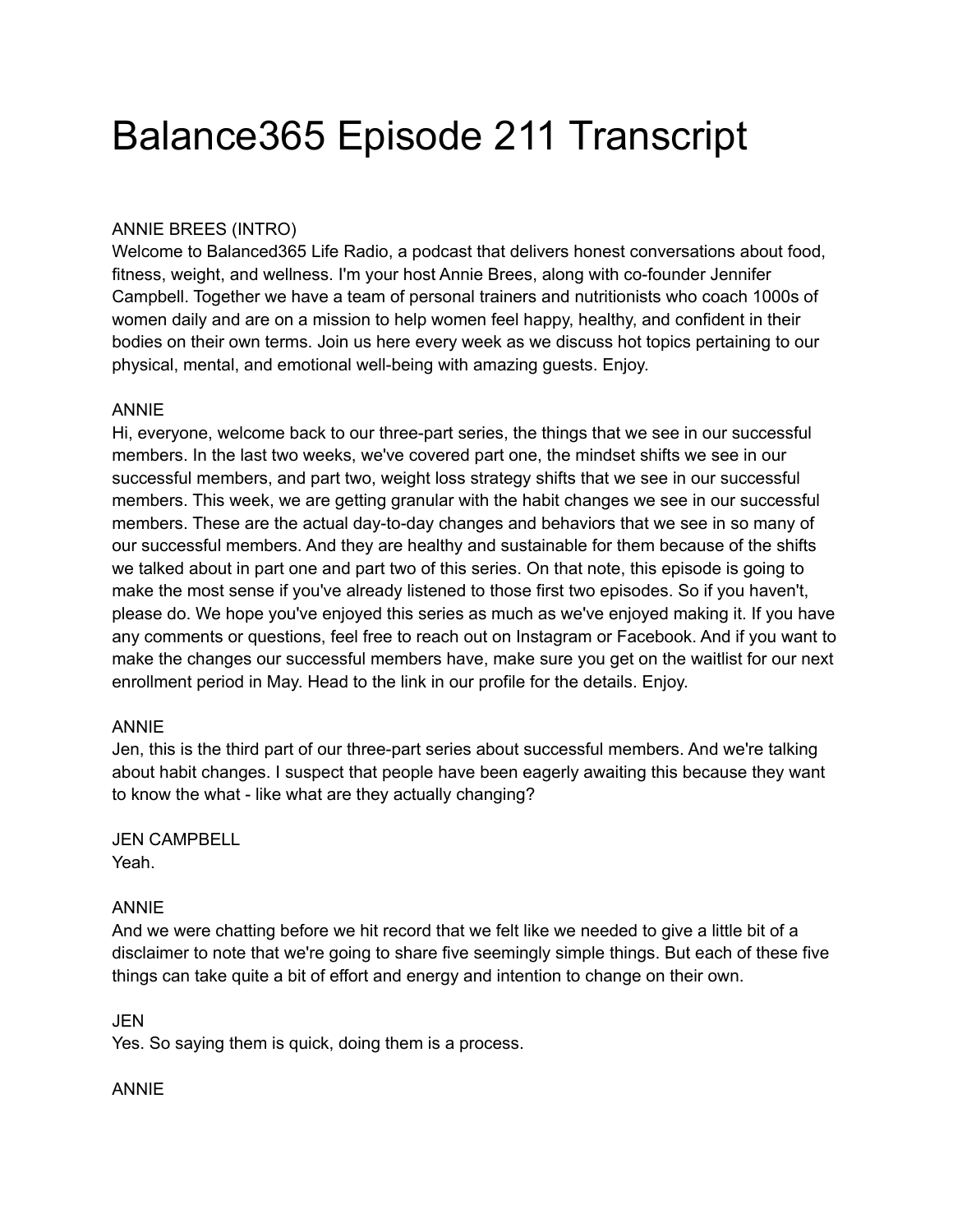# Balance365 Episode 211 Transcript

ANNIE BREES (INTRO)
Welcome to Balanced365 Life Radio, a podcast that delivers honest conversations about food, fitness, weight, and wellness. I'm your host Annie Brees, along with co-founder Jennifer Campbell. Together we have a team of personal trainers and nutritionists who coach 1000s of women daily and are on a mission to help women feel happy, healthy, and confident in their bodies on their own terms. Join us here every week as we discuss hot topics pertaining to our physical, mental, and emotional well-being with amazing guests. Enjoy.

ANNIE
Hi, everyone, welcome back to our three-part series, the things that we see in our successful members. In the last two weeks, we've covered part one, the mindset shifts we see in our successful members, and part two, weight loss strategy shifts that we see in our successful members. This week, we are getting granular with the habit changes we see in our successful members. These are the actual day-to-day changes and behaviors that we see in so many of our successful members. And they are healthy and sustainable for them because of the shifts we talked about in part one and part two of this series. On that note, this episode is going to make the most sense if you've already listened to those first two episodes. So if you haven't, please do. We hope you've enjoyed this series as much as we've enjoyed making it. If you have any comments or questions, feel free to reach out on Instagram or Facebook. And if you want to make the changes our successful members have, make sure you get on the waitlist for our next enrollment period in May. Head to the link in our profile for the details. Enjoy.

ANNIE
Jen, this is the third part of our three-part series about successful members. And we're talking about habit changes. I suspect that people have been eagerly awaiting this because they want to know the what - like what are they actually changing?

JEN CAMPBELL
Yeah.

ANNIE
And we were chatting before we hit record that we felt like we needed to give a little bit of a disclaimer to note that we're going to share five seemingly simple things. But each of these five things can take quite a bit of effort and energy and intention to change on their own.

JEN
Yes. So saying them is quick, doing them is a process.

ANNIE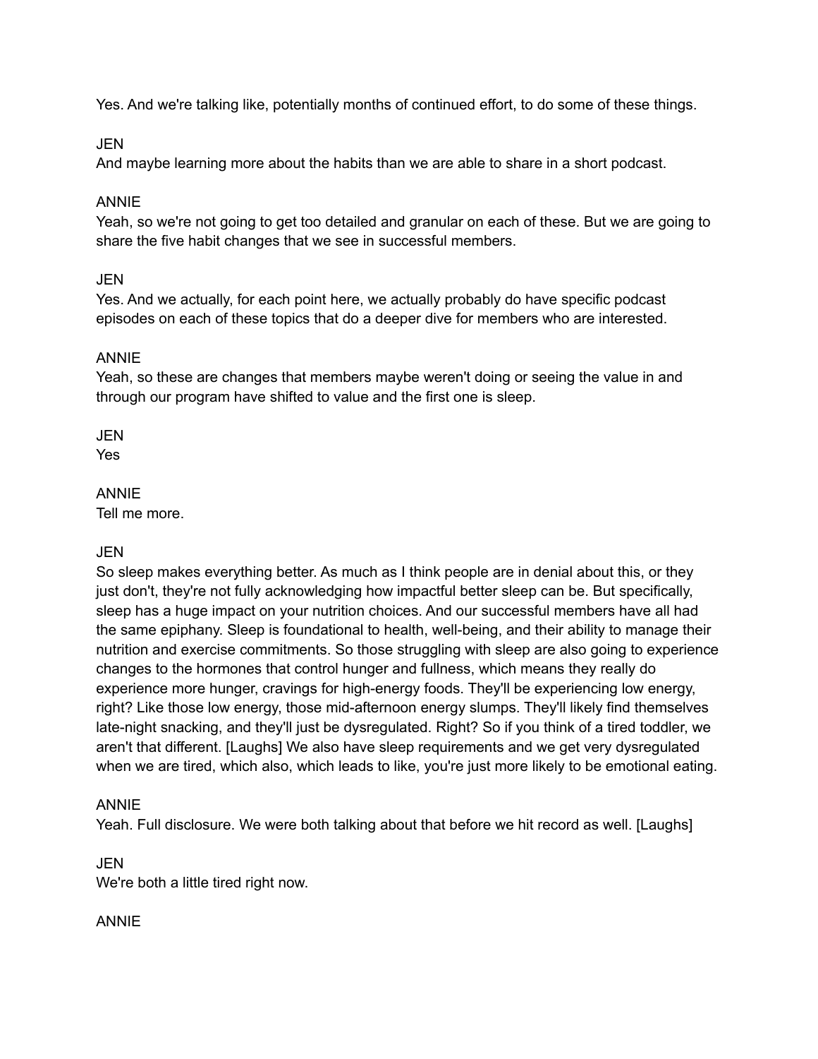Yes. And we're talking like, potentially months of continued effort, to do some of these things.

JEN
And maybe learning more about the habits than we are able to share in a short podcast.

ANNIE
Yeah, so we're not going to get too detailed and granular on each of these. But we are going to share the five habit changes that we see in successful members.

JEN
Yes. And we actually, for each point here, we actually probably do have specific podcast episodes on each of these topics that do a deeper dive for members who are interested.

ANNIE
Yeah, so these are changes that members maybe weren't doing or seeing the value in and through our program have shifted to value and the first one is sleep.

JEN
Yes

ANNIE
Tell me more.

JEN
So sleep makes everything better. As much as I think people are in denial about this, or they just don't, they're not fully acknowledging how impactful better sleep can be. But specifically, sleep has a huge impact on your nutrition choices. And our successful members have all had the same epiphany. Sleep is foundational to health, well-being, and their ability to manage their nutrition and exercise commitments. So those struggling with sleep are also going to experience changes to the hormones that control hunger and fullness, which means they really do experience more hunger, cravings for high-energy foods. They'll be experiencing low energy, right? Like those low energy, those mid-afternoon energy slumps. They'll likely find themselves late-night snacking, and they'll just be dysregulated. Right? So if you think of a tired toddler, we aren't that different. [Laughs] We also have sleep requirements and we get very dysregulated when we are tired, which also, which leads to like, you're just more likely to be emotional eating.

ANNIE
Yeah. Full disclosure. We were both talking about that before we hit record as well. [Laughs]

JEN
We're both a little tired right now.

ANNIE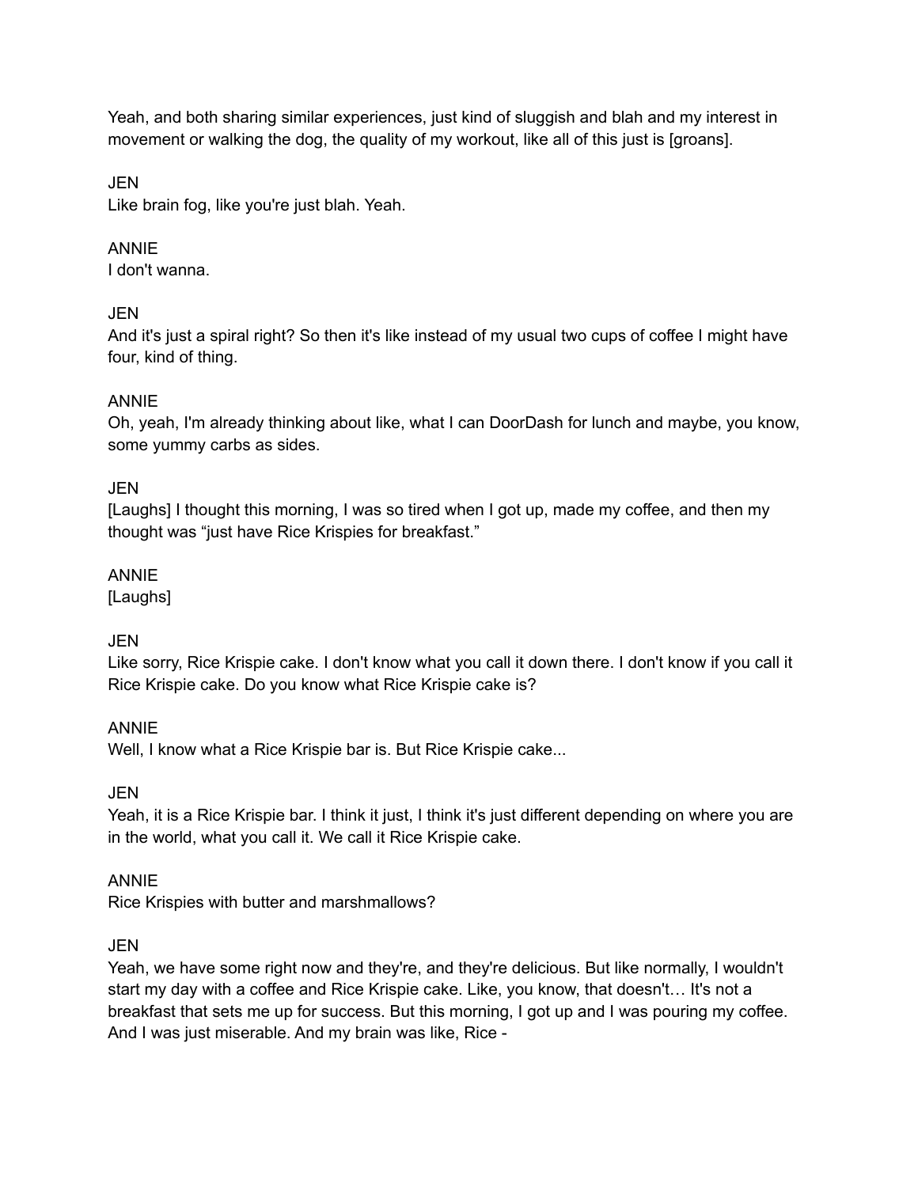Yeah, and both sharing similar experiences, just kind of sluggish and blah and my interest in movement or walking the dog, the quality of my workout, like all of this just is [groans].

JEN
Like brain fog, like you're just blah. Yeah.

ANNIE
I don't wanna.

JEN
And it's just a spiral right? So then it's like instead of my usual two cups of coffee I might have four, kind of thing.

ANNIE
Oh, yeah, I'm already thinking about like, what I can DoorDash for lunch and maybe, you know, some yummy carbs as sides.

JEN
[Laughs] I thought this morning, I was so tired when I got up, made my coffee, and then my thought was "just have Rice Krispies for breakfast."

ANNIE
[Laughs]

JEN
Like sorry, Rice Krispie cake. I don't know what you call it down there. I don't know if you call it Rice Krispie cake. Do you know what Rice Krispie cake is?

ANNIE
Well, I know what a Rice Krispie bar is. But Rice Krispie cake...

JEN
Yeah, it is a Rice Krispie bar. I think it just, I think it's just different depending on where you are in the world, what you call it. We call it Rice Krispie cake.

ANNIE
Rice Krispies with butter and marshmallows?

JEN
Yeah, we have some right now and they're, and they're delicious. But like normally, I wouldn't start my day with a coffee and Rice Krispie cake. Like, you know, that doesn't… It's not a breakfast that sets me up for success. But this morning, I got up and I was pouring my coffee. And I was just miserable. And my brain was like, Rice -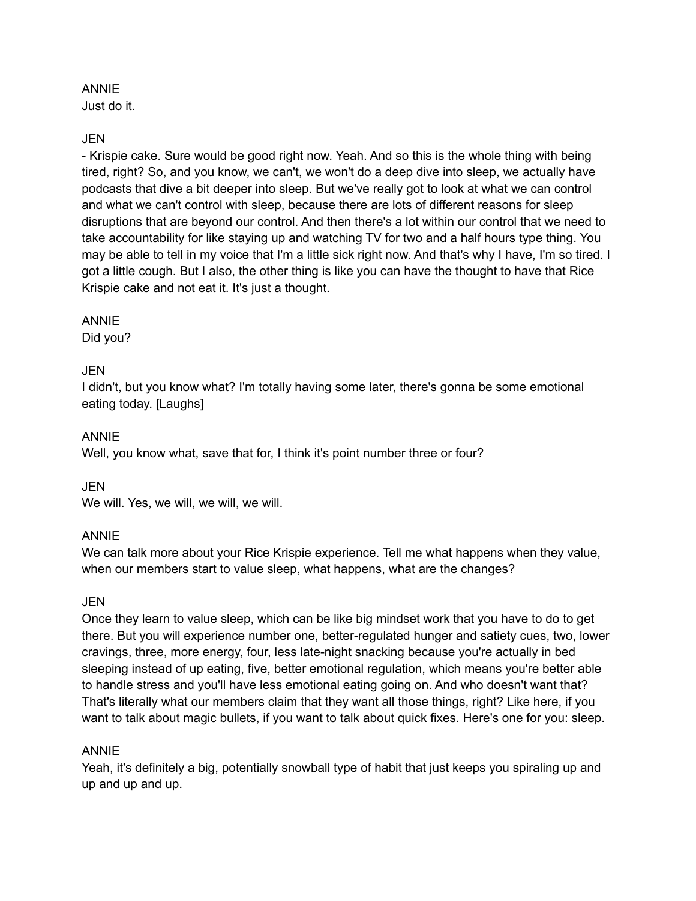ANNIE
Just do it.

JEN
- Krispie cake. Sure would be good right now. Yeah. And so this is the whole thing with being tired, right? So, and you know, we can't, we won't do a deep dive into sleep, we actually have podcasts that dive a bit deeper into sleep. But we've really got to look at what we can control and what we can't control with sleep, because there are lots of different reasons for sleep disruptions that are beyond our control. And then there's a lot within our control that we need to take accountability for like staying up and watching TV for two and a half hours type thing. You may be able to tell in my voice that I'm a little sick right now. And that's why I have, I'm so tired. I got a little cough. But I also, the other thing is like you can have the thought to have that Rice Krispie cake and not eat it. It's just a thought.

ANNIE
Did you?

JEN
I didn't, but you know what? I'm totally having some later, there's gonna be some emotional eating today. [Laughs]

ANNIE
Well, you know what, save that for, I think it's point number three or four?

JEN
We will. Yes, we will, we will, we will.

ANNIE
We can talk more about your Rice Krispie experience. Tell me what happens when they value, when our members start to value sleep, what happens, what are the changes?

JEN
Once they learn to value sleep, which can be like big mindset work that you have to do to get there. But you will experience number one, better-regulated hunger and satiety cues, two, lower cravings, three, more energy, four, less late-night snacking because you're actually in bed sleeping instead of up eating, five, better emotional regulation, which means you're better able to handle stress and you'll have less emotional eating going on. And who doesn't want that? That's literally what our members claim that they want all those things, right? Like here, if you want to talk about magic bullets, if you want to talk about quick fixes. Here's one for you: sleep.

ANNIE
Yeah, it's definitely a big, potentially snowball type of habit that just keeps you spiraling up and up and up and up.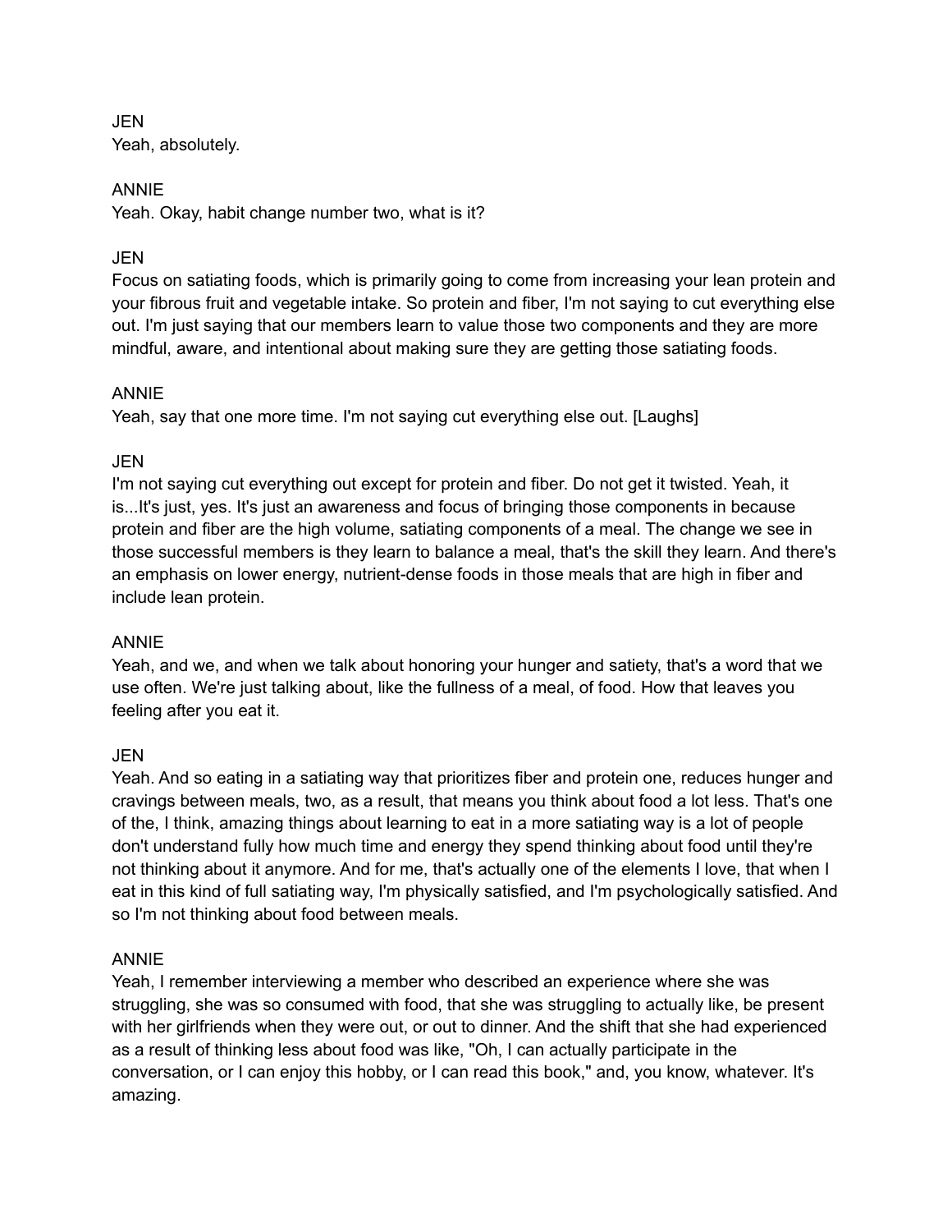JEN
Yeah, absolutely.

ANNIE
Yeah. Okay, habit change number two, what is it?

JEN
Focus on satiating foods, which is primarily going to come from increasing your lean protein and your fibrous fruit and vegetable intake. So protein and fiber, I'm not saying to cut everything else out. I'm just saying that our members learn to value those two components and they are more mindful, aware, and intentional about making sure they are getting those satiating foods.

ANNIE
Yeah, say that one more time. I'm not saying cut everything else out. [Laughs]

JEN
I'm not saying cut everything out except for protein and fiber. Do not get it twisted. Yeah, it is...It's just, yes. It's just an awareness and focus of bringing those components in because protein and fiber are the high volume, satiating components of a meal. The change we see in those successful members is they learn to balance a meal, that's the skill they learn. And there's an emphasis on lower energy, nutrient-dense foods in those meals that are high in fiber and include lean protein.

ANNIE
Yeah, and we, and when we talk about honoring your hunger and satiety, that's a word that we use often. We're just talking about, like the fullness of a meal, of food. How that leaves you feeling after you eat it.

JEN
Yeah. And so eating in a satiating way that prioritizes fiber and protein one, reduces hunger and cravings between meals, two, as a result, that means you think about food a lot less. That's one of the, I think, amazing things about learning to eat in a more satiating way is a lot of people don't understand fully how much time and energy they spend thinking about food until they're not thinking about it anymore. And for me, that's actually one of the elements I love, that when I eat in this kind of full satiating way, I'm physically satisfied, and I'm psychologically satisfied. And so I'm not thinking about food between meals.

ANNIE
Yeah, I remember interviewing a member who described an experience where she was struggling, she was so consumed with food, that she was struggling to actually like, be present with her girlfriends when they were out, or out to dinner. And the shift that she had experienced as a result of thinking less about food was like, "Oh, I can actually participate in the conversation, or I can enjoy this hobby, or I can read this book," and, you know, whatever. It's amazing.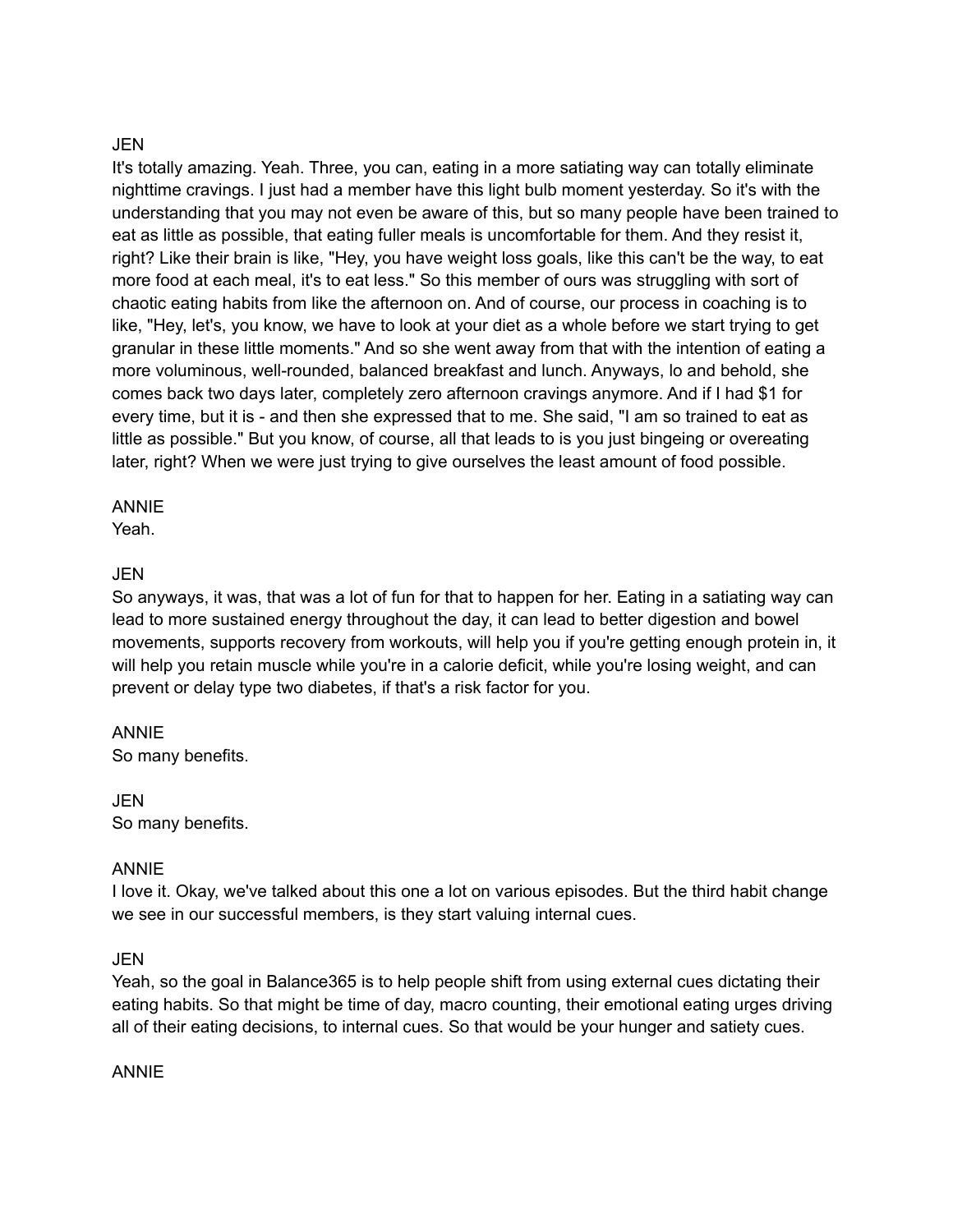JEN
It's totally amazing. Yeah. Three, you can, eating in a more satiating way can totally eliminate nighttime cravings. I just had a member have this light bulb moment yesterday. So it's with the understanding that you may not even be aware of this, but so many people have been trained to eat as little as possible, that eating fuller meals is uncomfortable for them. And they resist it, right? Like their brain is like, "Hey, you have weight loss goals, like this can't be the way, to eat more food at each meal, it's to eat less." So this member of ours was struggling with sort of chaotic eating habits from like the afternoon on. And of course, our process in coaching is to like, "Hey, let's, you know, we have to look at your diet as a whole before we start trying to get granular in these little moments." And so she went away from that with the intention of eating a more voluminous, well-rounded, balanced breakfast and lunch. Anyways, lo and behold, she comes back two days later, completely zero afternoon cravings anymore. And if I had $1 for every time, but it is - and then she expressed that to me. She said, "I am so trained to eat as little as possible." But you know, of course, all that leads to is you just bingeing or overeating later, right? When we were just trying to give ourselves the least amount of food possible.

ANNIE
Yeah.

JEN
So anyways, it was, that was a lot of fun for that to happen for her. Eating in a satiating way can lead to more sustained energy throughout the day, it can lead to better digestion and bowel movements, supports recovery from workouts, will help you if you're getting enough protein in, it will help you retain muscle while you're in a calorie deficit, while you're losing weight, and can prevent or delay type two diabetes, if that's a risk factor for you.

ANNIE
So many benefits.

JEN
So many benefits.

ANNIE
I love it. Okay, we've talked about this one a lot on various episodes. But the third habit change we see in our successful members, is they start valuing internal cues.

JEN
Yeah, so the goal in Balance365 is to help people shift from using external cues dictating their eating habits. So that might be time of day, macro counting, their emotional eating urges driving all of their eating decisions, to internal cues. So that would be your hunger and satiety cues.

ANNIE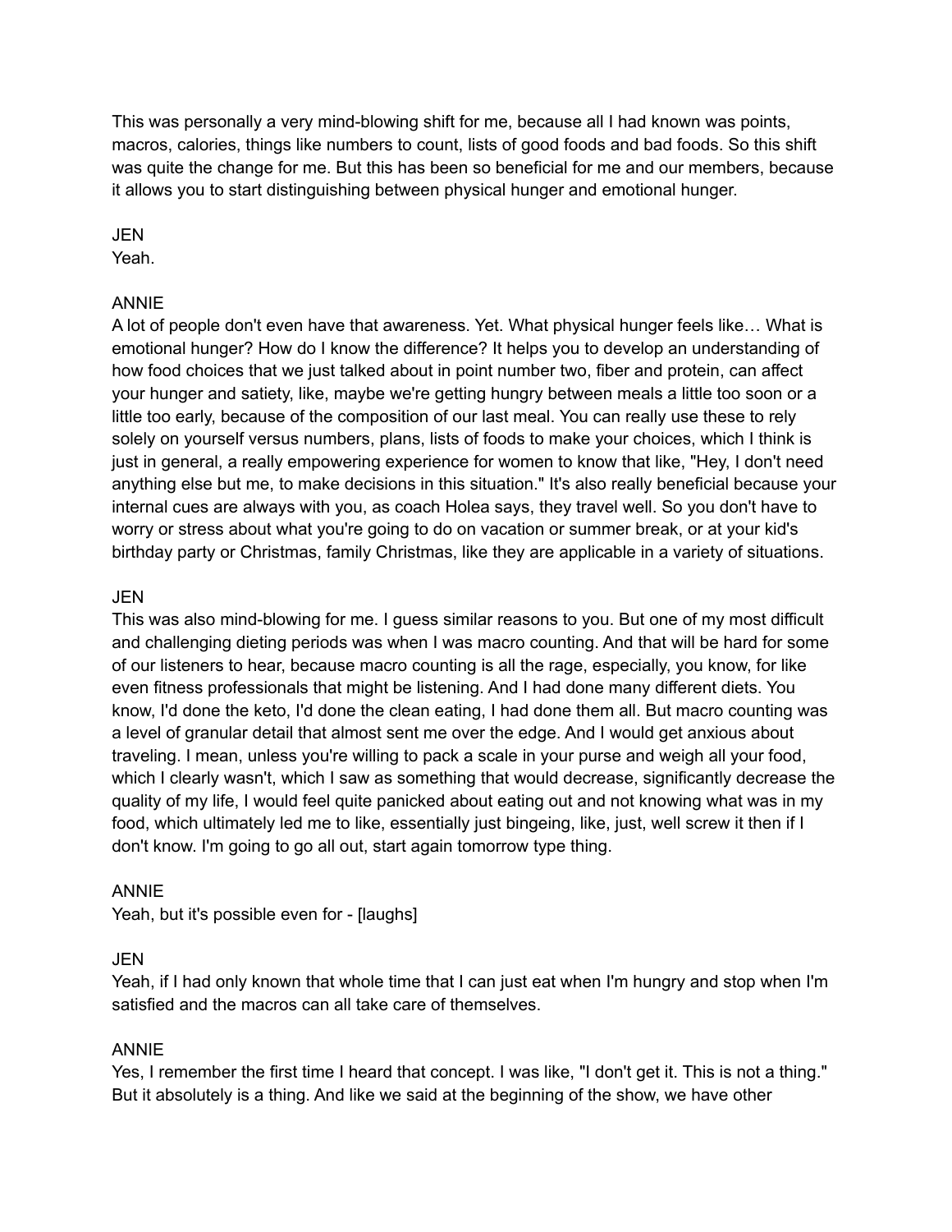This was personally a very mind-blowing shift for me, because all I had known was points, macros, calories, things like numbers to count, lists of good foods and bad foods. So this shift was quite the change for me. But this has been so beneficial for me and our members, because it allows you to start distinguishing between physical hunger and emotional hunger.

JEN
Yeah.

ANNIE
A lot of people don't even have that awareness. Yet. What physical hunger feels like… What is emotional hunger? How do I know the difference? It helps you to develop an understanding of how food choices that we just talked about in point number two, fiber and protein, can affect your hunger and satiety, like, maybe we're getting hungry between meals a little too soon or a little too early, because of the composition of our last meal. You can really use these to rely solely on yourself versus numbers, plans, lists of foods to make your choices, which I think is just in general, a really empowering experience for women to know that like, "Hey, I don't need anything else but me, to make decisions in this situation." It's also really beneficial because your internal cues are always with you, as coach Holea says, they travel well. So you don't have to worry or stress about what you're going to do on vacation or summer break, or at your kid's birthday party or Christmas, family Christmas, like they are applicable in a variety of situations.

JEN
This was also mind-blowing for me. I guess similar reasons to you. But one of my most difficult and challenging dieting periods was when I was macro counting. And that will be hard for some of our listeners to hear, because macro counting is all the rage, especially, you know, for like even fitness professionals that might be listening. And I had done many different diets. You know, I'd done the keto, I'd done the clean eating, I had done them all. But macro counting was a level of granular detail that almost sent me over the edge. And I would get anxious about traveling. I mean, unless you're willing to pack a scale in your purse and weigh all your food, which I clearly wasn't, which I saw as something that would decrease, significantly decrease the quality of my life, I would feel quite panicked about eating out and not knowing what was in my food, which ultimately led me to like, essentially just bingeing, like, just, well screw it then if I don't know. I'm going to go all out, start again tomorrow type thing.

ANNIE
Yeah, but it's possible even for - [laughs]

JEN
Yeah, if I had only known that whole time that I can just eat when I'm hungry and stop when I'm satisfied and the macros can all take care of themselves.

ANNIE
Yes, I remember the first time I heard that concept. I was like, "I don't get it. This is not a thing." But it absolutely is a thing. And like we said at the beginning of the show, we have other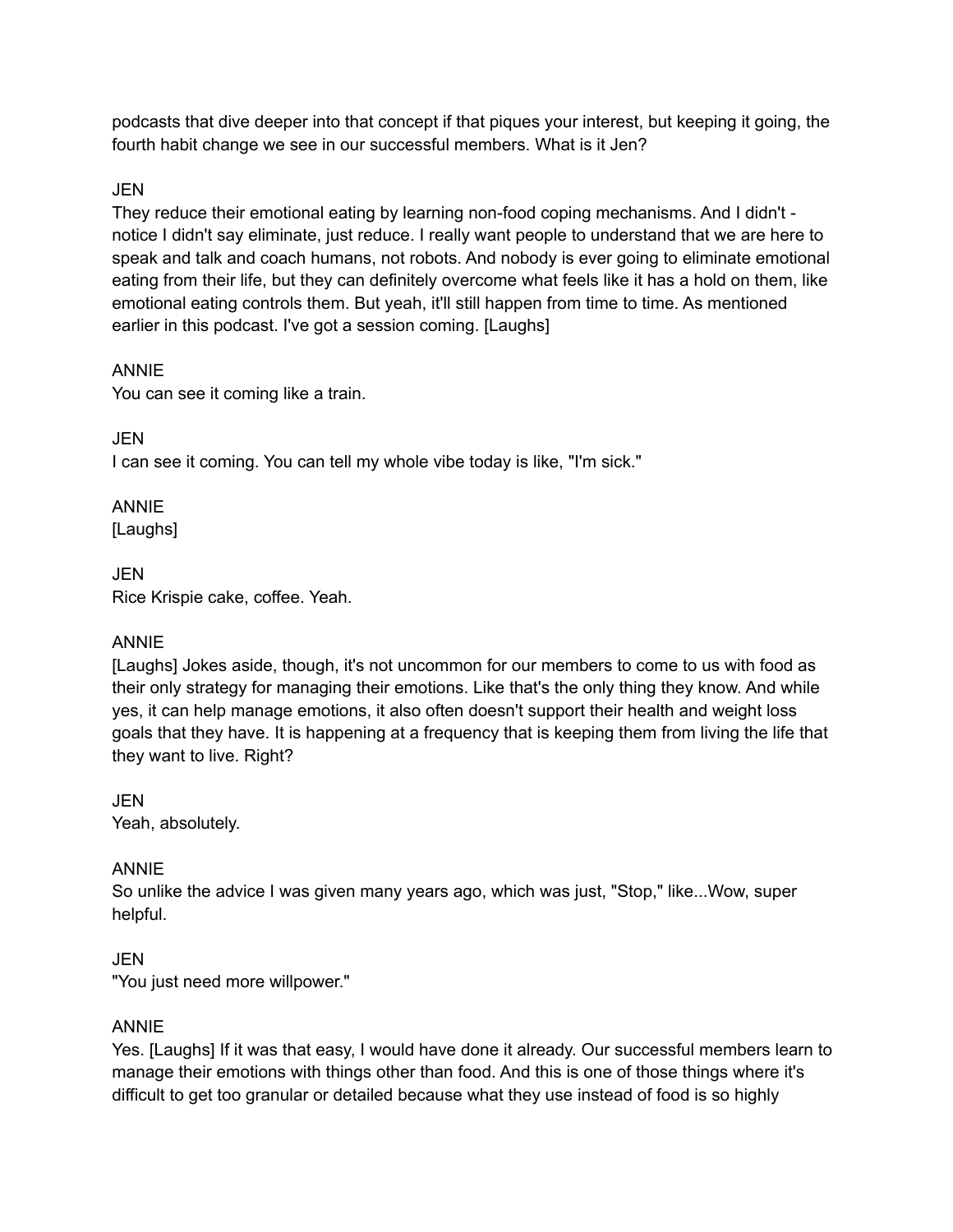podcasts that dive deeper into that concept if that piques your interest, but keeping it going, the fourth habit change we see in our successful members. What is it Jen?

JEN
They reduce their emotional eating by learning non-food coping mechanisms. And I didn't - notice I didn't say eliminate, just reduce. I really want people to understand that we are here to speak and talk and coach humans, not robots. And nobody is ever going to eliminate emotional eating from their life, but they can definitely overcome what feels like it has a hold on them, like emotional eating controls them. But yeah, it'll still happen from time to time. As mentioned earlier in this podcast. I've got a session coming. [Laughs]

ANNIE
You can see it coming like a train.

JEN
I can see it coming. You can tell my whole vibe today is like, "I'm sick."

ANNIE
[Laughs]

JEN
Rice Krispie cake, coffee. Yeah.

ANNIE
[Laughs] Jokes aside, though, it's not uncommon for our members to come to us with food as their only strategy for managing their emotions. Like that's the only thing they know. And while yes, it can help manage emotions, it also often doesn't support their health and weight loss goals that they have. It is happening at a frequency that is keeping them from living the life that they want to live. Right?

JEN
Yeah, absolutely.

ANNIE
So unlike the advice I was given many years ago, which was just, "Stop," like...Wow, super helpful.

JEN
"You just need more willpower."

ANNIE
Yes. [Laughs] If it was that easy, I would have done it already. Our successful members learn to manage their emotions with things other than food. And this is one of those things where it's difficult to get too granular or detailed because what they use instead of food is so highly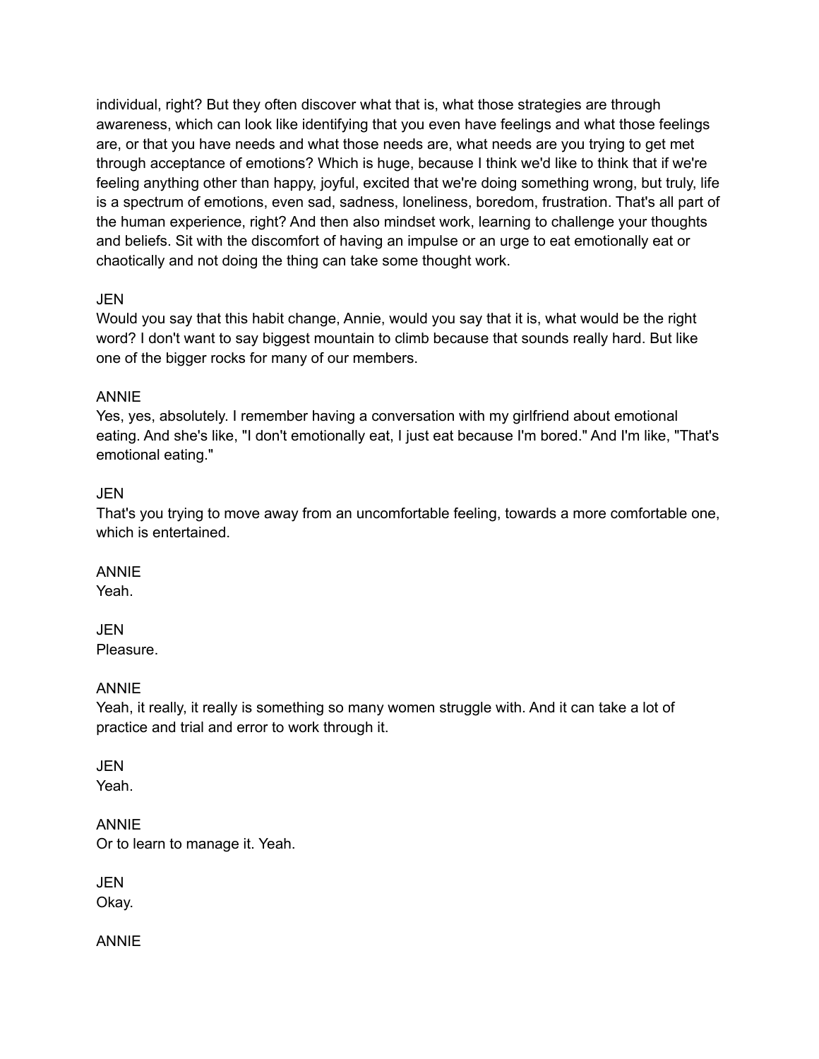individual, right? But they often discover what that is, what those strategies are through awareness, which can look like identifying that you even have feelings and what those feelings are, or that you have needs and what those needs are, what needs are you trying to get met through acceptance of emotions? Which is huge, because I think we'd like to think that if we're feeling anything other than happy, joyful, excited that we're doing something wrong, but truly, life is a spectrum of emotions, even sad, sadness, loneliness, boredom, frustration. That's all part of the human experience, right? And then also mindset work, learning to challenge your thoughts and beliefs. Sit with the discomfort of having an impulse or an urge to eat emotionally eat or chaotically and not doing the thing can take some thought work.

JEN
Would you say that this habit change, Annie, would you say that it is, what would be the right word? I don't want to say biggest mountain to climb because that sounds really hard. But like one of the bigger rocks for many of our members.

ANNIE
Yes, yes, absolutely. I remember having a conversation with my girlfriend about emotional eating. And she's like, "I don't emotionally eat, I just eat because I'm bored." And I'm like, "That's emotional eating."

JEN
That's you trying to move away from an uncomfortable feeling, towards a more comfortable one, which is entertained.

ANNIE
Yeah.

JEN
Pleasure.

ANNIE
Yeah, it really, it really is something so many women struggle with. And it can take a lot of practice and trial and error to work through it.

JEN
Yeah.

ANNIE
Or to learn to manage it. Yeah.

JEN
Okay.

ANNIE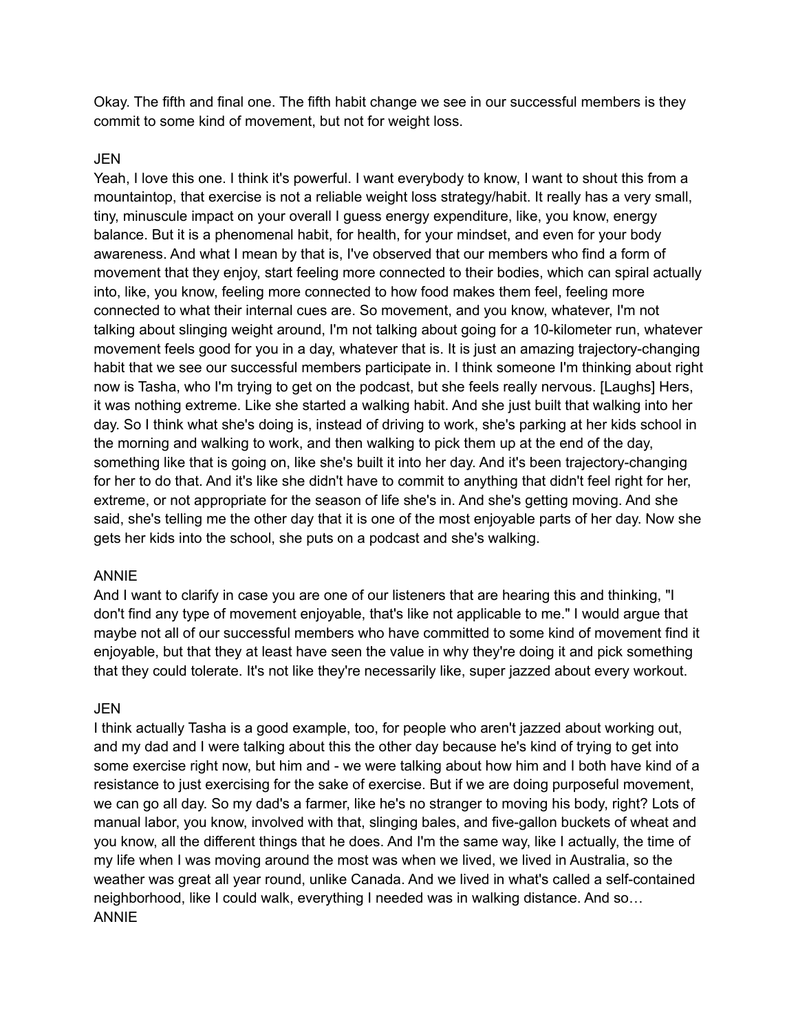Okay. The fifth and final one. The fifth habit change we see in our successful members is they commit to some kind of movement, but not for weight loss.

JEN

Yeah, I love this one. I think it's powerful. I want everybody to know, I want to shout this from a mountaintop, that exercise is not a reliable weight loss strategy/habit. It really has a very small, tiny, minuscule impact on your overall I guess energy expenditure, like, you know, energy balance. But it is a phenomenal habit, for health, for your mindset, and even for your body awareness. And what I mean by that is, I've observed that our members who find a form of movement that they enjoy, start feeling more connected to their bodies, which can spiral actually into, like, you know, feeling more connected to how food makes them feel, feeling more connected to what their internal cues are. So movement, and you know, whatever, I'm not talking about slinging weight around, I'm not talking about going for a 10-kilometer run, whatever movement feels good for you in a day, whatever that is. It is just an amazing trajectory-changing habit that we see our successful members participate in. I think someone I'm thinking about right now is Tasha, who I'm trying to get on the podcast, but she feels really nervous. [Laughs] Hers, it was nothing extreme. Like she started a walking habit. And she just built that walking into her day. So I think what she's doing is, instead of driving to work, she's parking at her kids school in the morning and walking to work, and then walking to pick them up at the end of the day, something like that is going on, like she's built it into her day. And it's been trajectory-changing for her to do that. And it's like she didn't have to commit to anything that didn't feel right for her, extreme, or not appropriate for the season of life she's in. And she's getting moving. And she said, she's telling me the other day that it is one of the most enjoyable parts of her day. Now she gets her kids into the school, she puts on a podcast and she's walking.

ANNIE

And I want to clarify in case you are one of our listeners that are hearing this and thinking, "I don't find any type of movement enjoyable, that's like not applicable to me." I would argue that maybe not all of our successful members who have committed to some kind of movement find it enjoyable, but that they at least have seen the value in why they're doing it and pick something that they could tolerate. It's not like they're necessarily like, super jazzed about every workout.

JEN

I think actually Tasha is a good example, too, for people who aren't jazzed about working out, and my dad and I were talking about this the other day because he's kind of trying to get into some exercise right now, but him and - we were talking about how him and I both have kind of a resistance to just exercising for the sake of exercise. But if we are doing purposeful movement, we can go all day. So my dad's a farmer, like he's no stranger to moving his body, right? Lots of manual labor, you know, involved with that, slinging bales, and five-gallon buckets of wheat and you know, all the different things that he does. And I'm the same way, like I actually, the time of my life when I was moving around the most was when we lived, we lived in Australia, so the weather was great all year round, unlike Canada. And we lived in what's called a self-contained neighborhood, like I could walk, everything I needed was in walking distance. And so…

ANNIE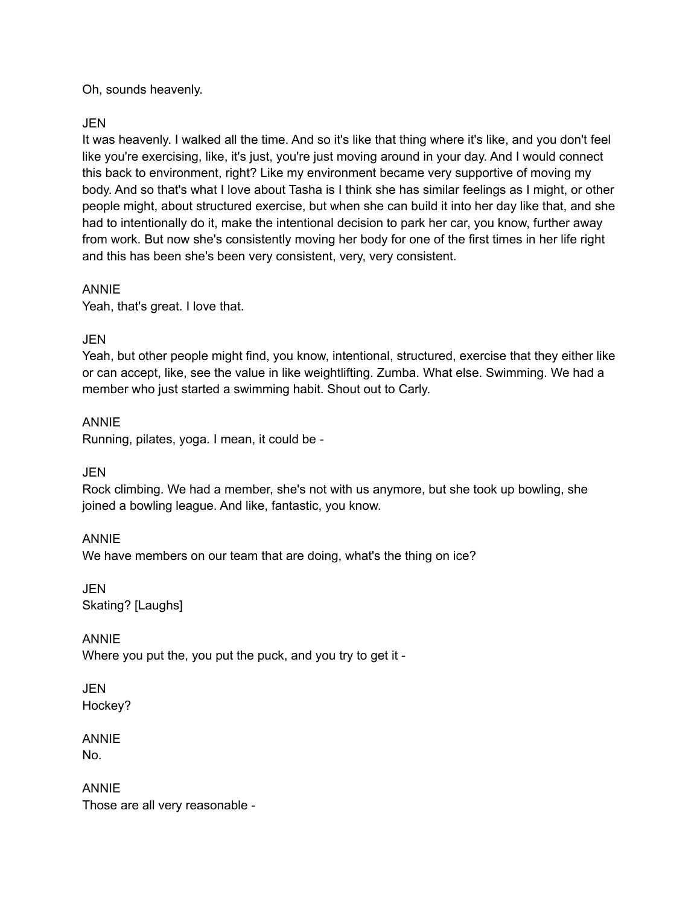Oh, sounds heavenly.

JEN
It was heavenly. I walked all the time. And so it's like that thing where it's like, and you don't feel like you're exercising, like, it's just, you're just moving around in your day. And I would connect this back to environment, right? Like my environment became very supportive of moving my body. And so that's what I love about Tasha is I think she has similar feelings as I might, or other people might, about structured exercise, but when she can build it into her day like that, and she had to intentionally do it, make the intentional decision to park her car, you know, further away from work. But now she's consistently moving her body for one of the first times in her life right and this has been she's been very consistent, very, very consistent.

ANNIE
Yeah, that's great. I love that.

JEN
Yeah, but other people might find, you know, intentional, structured, exercise that they either like or can accept, like, see the value in like weightlifting. Zumba. What else. Swimming. We had a member who just started a swimming habit. Shout out to Carly.

ANNIE
Running, pilates, yoga. I mean, it could be -

JEN
Rock climbing. We had a member, she's not with us anymore, but she took up bowling, she joined a bowling league. And like, fantastic, you know.

ANNIE
We have members on our team that are doing, what's the thing on ice?

JEN
Skating? [Laughs]

ANNIE
Where you put the, you put the puck, and you try to get it -

JEN
Hockey?

ANNIE
No.

ANNIE
Those are all very reasonable -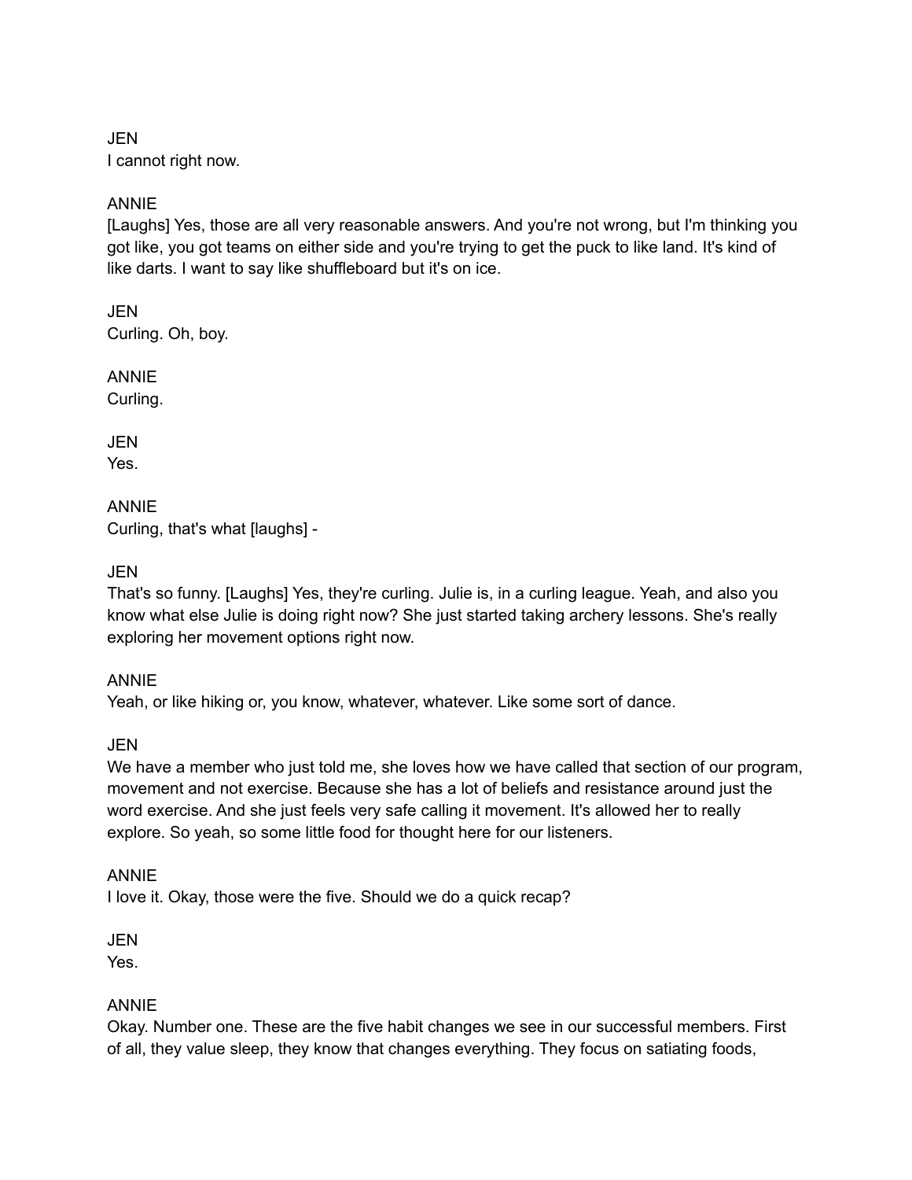JEN
I cannot right now.

ANNIE
[Laughs] Yes, those are all very reasonable answers. And you're not wrong, but I'm thinking you got like, you got teams on either side and you're trying to get the puck to like land. It's kind of like darts. I want to say like shuffleboard but it's on ice.

JEN
Curling. Oh, boy.

ANNIE
Curling.

JEN
Yes.

ANNIE
Curling, that's what [laughs] -

JEN
That's so funny. [Laughs] Yes, they're curling. Julie is, in a curling league. Yeah, and also you know what else Julie is doing right now? She just started taking archery lessons. She's really exploring her movement options right now.

ANNIE
Yeah, or like hiking or, you know, whatever, whatever. Like some sort of dance.

JEN
We have a member who just told me, she loves how we have called that section of our program, movement and not exercise. Because she has a lot of beliefs and resistance around just the word exercise. And she just feels very safe calling it movement. It's allowed her to really explore. So yeah, so some little food for thought here for our listeners.

ANNIE
I love it. Okay, those were the five. Should we do a quick recap?

JEN
Yes.

ANNIE
Okay. Number one. These are the five habit changes we see in our successful members. First of all, they value sleep, they know that changes everything. They focus on satiating foods,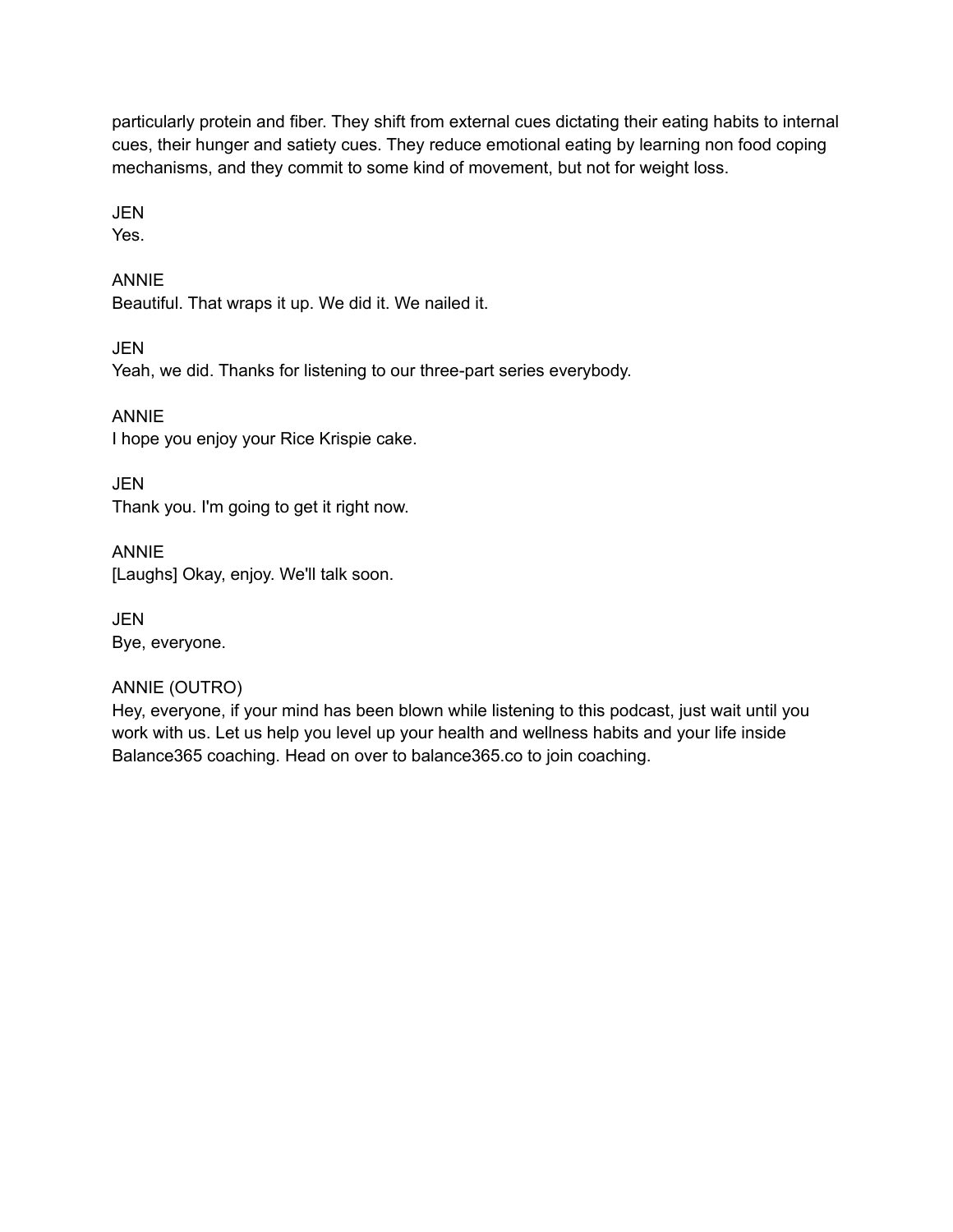particularly protein and fiber. They shift from external cues dictating their eating habits to internal cues, their hunger and satiety cues. They reduce emotional eating by learning non food coping mechanisms, and they commit to some kind of movement, but not for weight loss.

JEN
Yes.

ANNIE
Beautiful. That wraps it up. We did it. We nailed it.

JEN
Yeah, we did. Thanks for listening to our three-part series everybody.

ANNIE
I hope you enjoy your Rice Krispie cake.

JEN
Thank you. I'm going to get it right now.

ANNIE
[Laughs] Okay, enjoy. We'll talk soon.

JEN
Bye, everyone.

ANNIE (OUTRO)
Hey, everyone, if your mind has been blown while listening to this podcast, just wait until you work with us. Let us help you level up your health and wellness habits and your life inside Balance365 coaching. Head on over to balance365.co to join coaching.